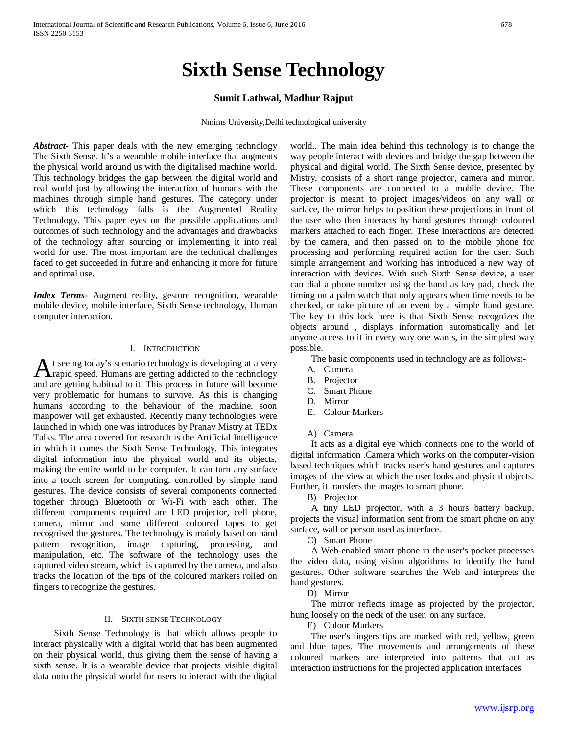# Sixth Sense Technology

**Sumit Lathwal, Madhur Rajput**

Nmims University,Delhi technological university

***Abstract*-** This paper deals with the new emerging technology The Sixth Sense. It's a wearable mobile interface that augments the physical world around us with the digitalised machine world. This technology bridges the gap between the digital world and real world just by allowing the interaction of humans with the machines through simple hand gestures. The category under which this technology falls is the Augmented Reality Technology. This paper eyes on the possible applications and outcomes of such technology and the advantages and drawbacks of the technology after sourcing or implementing it into real world for use. The most important are the technical challenges faced to get succeeded in future and enhancing it more for future and optimal use.

***Index Terms*-** Augment reality, gesture recognition, wearable mobile device, mobile interface, Sixth Sense technology, Human computer interaction.

## I. Introduction

At seeing today's scenario technology is developing at a very rapid speed. Humans are getting addicted to the technology and are getting habitual to it. This process in future will become very problematic for humans to survive. As this is changing humans according to the behaviour of the machine, soon manpower will get exhausted. Recently many technologies were launched in which one was introduces by Pranav Mistry at TEDx Talks. The area covered for research is the Artificial Intelligence in which it comes the Sixth Sense Technology. This integrates digital information into the physical world and its objects, making the entire world to be computer. It can turn any surface into a touch screen for computing, controlled by simple hand gestures. The device consists of several components connected together through Bluetooth or Wi-Fi with each other. The different components required are LED projector, cell phone, camera, mirror and some different coloured tapes to get recognised the gestures. The technology is mainly based on hand pattern recognition, image capturing, processing, and manipulation, etc. The software of the technology uses the captured video stream, which is captured by the camera, and also tracks the location of the tips of the coloured markers rolled on fingers to recognize the gestures.

## II. Sixth sense Technology

Sixth Sense Technology is that which allows people to interact physically with a digital world that has been augmented on their physical world, thus giving them the sense of having a sixth sense. It is a wearable device that projects visible digital data onto the physical world for users to interact with the digital world.. The main idea behind this technology is to change the way people interact with devices and bridge the gap between the physical and digital world. The Sixth Sense device, presented by Mistry, consists of a short range projector, camera and mirror. These components are connected to a mobile device. The projector is meant to project images/videos on any wall or surface, the mirror helps to position these projections in front of the user who then interacts by hand gestures through coloured markers attached to each finger. These interactions are detected by the camera, and then passed on to the mobile phone for processing and performing required action for the user. Such simple arrangement and working has introduced a new way of interaction with devices. With such Sixth Sense device, a user can dial a phone number using the hand as key pad, check the timing on a palm watch that only appears when time needs to be checked, or take picture of an event by a simple hand gesture. The key to this lock here is that Sixth Sense recognizes the objects around , displays information automatically and let anyone access to it in every way one wants, in the simplest way possible.

The basic components used in technology are as follows:-

A. Camera
B. Projector
C. Smart Phone
D. Mirror
E. Colour Markers

A) Camera

It acts as a digital eye which connects one to the world of digital information .Camera which works on the computer-vision based techniques which tracks user's hand gestures and captures images of the view at which the user looks and physical objects. Further, it transfers the images to smart phone.

B) Projector

A tiny LED projector, with a 3 hours battery backup, projects the visual information sent from the smart phone on any surface, wall or person used as interface.

C) Smart Phone

A Web-enabled smart phone in the user's pocket processes the video data, using vision algorithms to identify the hand gestures. Other software searches the Web and interprets the hand gestures.

D) Mirror

The mirror reflects image as projected by the projector, hung loosely on the neck of the user, on any surface.

E) Colour Markers

The user's fingers tips are marked with red, yellow, green and blue tapes. The movements and arrangements of these coloured markers are interpreted into patterns that act as interaction instructions for the projected application interfaces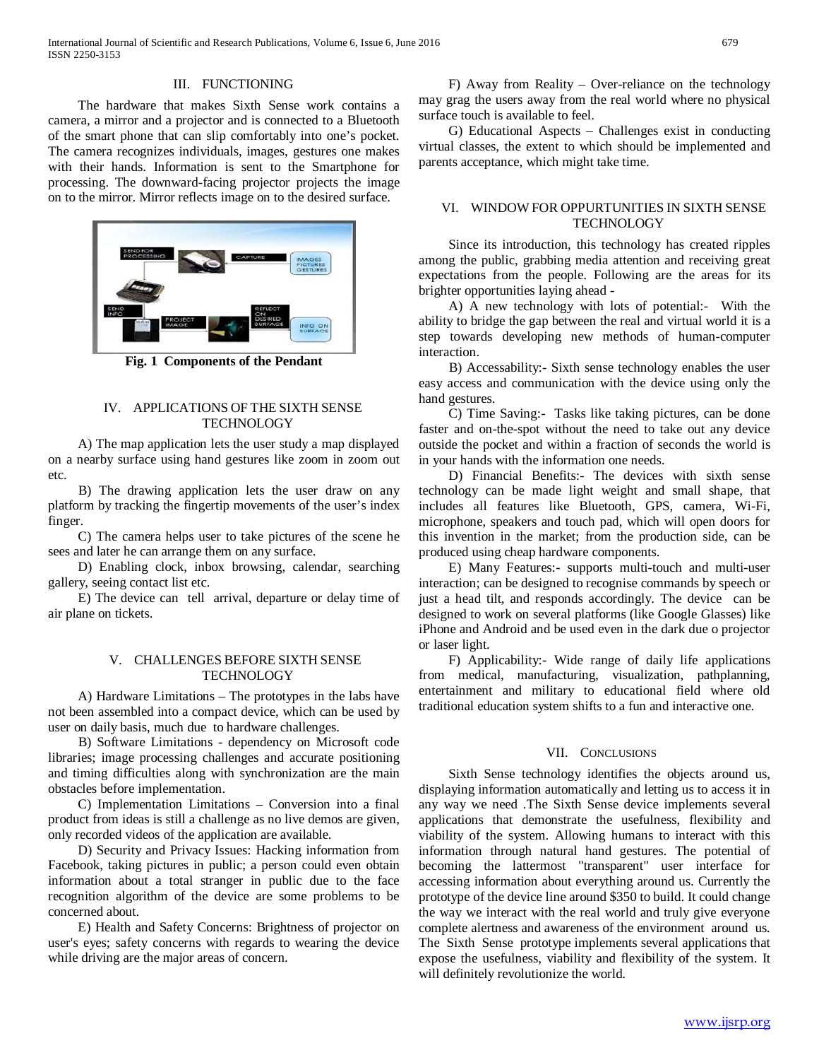## III. FUNCTIONING

The hardware that makes Sixth Sense work contains a camera, a mirror and a projector and is connected to a Bluetooth of the smart phone that can slip comfortably into one's pocket. The camera recognizes individuals, images, gestures one makes with their hands. Information is sent to the Smartphone for processing. The downward-facing projector projects the image on to the mirror. Mirror reflects image on to the desired surface.

**Fig. 1 Components of the Pendant**

## IV. APPLICATIONS OF THE SIXTH SENSE TECHNOLOGY

A) The map application lets the user study a map displayed on a nearby surface using hand gestures like zoom in zoom out etc.

B) The drawing application lets the user draw on any platform by tracking the fingertip movements of the user's index finger.

C) The camera helps user to take pictures of the scene he sees and later he can arrange them on any surface.

D) Enabling clock, inbox browsing, calendar, searching gallery, seeing contact list etc.

E) The device can tell arrival, departure or delay time of air plane on tickets.

## V. CHALLENGES BEFORE SIXTH SENSE TECHNOLOGY

A) Hardware Limitations – The prototypes in the labs have not been assembled into a compact device, which can be used by user on daily basis, much due to hardware challenges.

B) Software Limitations - dependency on Microsoft code libraries; image processing challenges and accurate positioning and timing difficulties along with synchronization are the main obstacles before implementation.

C) Implementation Limitations – Conversion into a final product from ideas is still a challenge as no live demos are given, only recorded videos of the application are available.

D) Security and Privacy Issues: Hacking information from Facebook, taking pictures in public; a person could even obtain information about a total stranger in public due to the face recognition algorithm of the device are some problems to be concerned about.

E) Health and Safety Concerns: Brightness of projector on user's eyes; safety concerns with regards to wearing the device while driving are the major areas of concern.

F) Away from Reality – Over-reliance on the technology may grag the users away from the real world where no physical surface touch is available to feel.

G) Educational Aspects – Challenges exist in conducting virtual classes, the extent to which should be implemented and parents acceptance, which might take time.

## VI. WINDOW FOR OPPURTUNITIES IN SIXTH SENSE TECHNOLOGY

Since its introduction, this technology has created ripples among the public, grabbing media attention and receiving great expectations from the people. Following are the areas for its brighter opportunities laying ahead -

A) A new technology with lots of potential:- With the ability to bridge the gap between the real and virtual world it is a step towards developing new methods of human-computer interaction.

B) Accessability:- Sixth sense technology enables the user easy access and communication with the device using only the hand gestures.

C) Time Saving:- Tasks like taking pictures, can be done faster and on-the-spot without the need to take out any device outside the pocket and within a fraction of seconds the world is in your hands with the information one needs.

D) Financial Benefits:- The devices with sixth sense technology can be made light weight and small shape, that includes all features like Bluetooth, GPS, camera, Wi-Fi, microphone, speakers and touch pad, which will open doors for this invention in the market; from the production side, can be produced using cheap hardware components.

E) Many Features:- supports multi-touch and multi-user interaction; can be designed to recognise commands by speech or just a head tilt, and responds accordingly. The device can be designed to work on several platforms (like Google Glasses) like iPhone and Android and be used even in the dark due o projector or laser light.

F) Applicability:- Wide range of daily life applications from medical, manufacturing, visualization, pathplanning, entertainment and military to educational field where old traditional education system shifts to a fun and interactive one.

## VII. CONCLUSIONS

Sixth Sense technology identifies the objects around us, displaying information automatically and letting us to access it in any way we need .The Sixth Sense device implements several applications that demonstrate the usefulness, flexibility and viability of the system. Allowing humans to interact with this information through natural hand gestures. The potential of becoming the lattermost "transparent" user interface for accessing information about everything around us. Currently the prototype of the device line around $350 to build. It could change the way we interact with the real world and truly give everyone complete alertness and awareness of the environment around us. The Sixth Sense prototype implements several applications that expose the usefulness, viability and flexibility of the system. It will definitely revolutionize the world.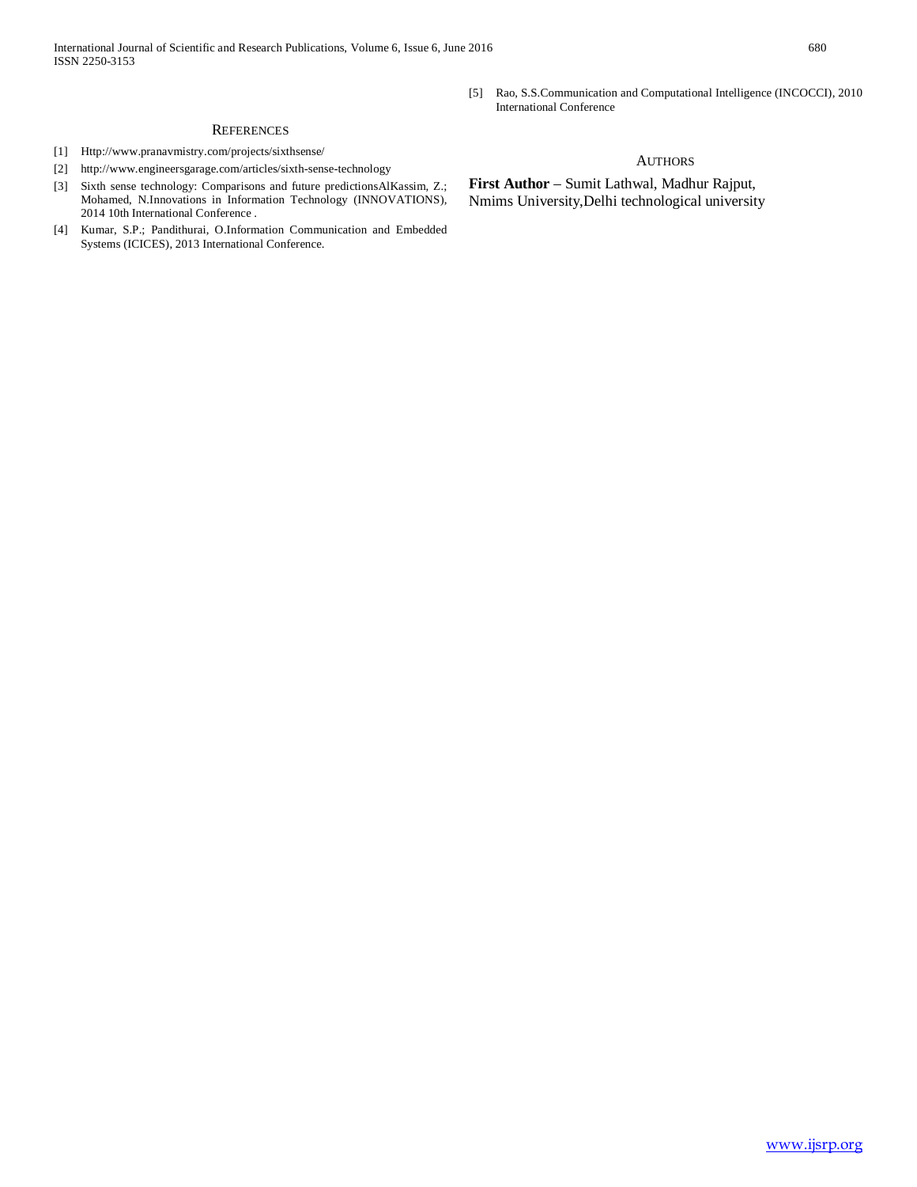## References

[1] Http://www.pranavmistry.com/projects/sixthsense/

[2] http://www.engineersgarage.com/articles/sixth-sense-technology

[3] Sixth sense technology: Comparisons and future predictionsAlKassim, Z.; Mohamed, N.Innovations in Information Technology (INNOVATIONS), 2014 10th International Conference .

[4] Kumar, S.P.; Pandithurai, O.Information Communication and Embedded Systems (ICICES), 2013 International Conference.

[5] Rao, S.S.Communication and Computational Intelligence (INCOCCI), 2010 International Conference

## Authors

**First Author** – Sumit Lathwal, Madhur Rajput, Nmims University,Delhi technological university